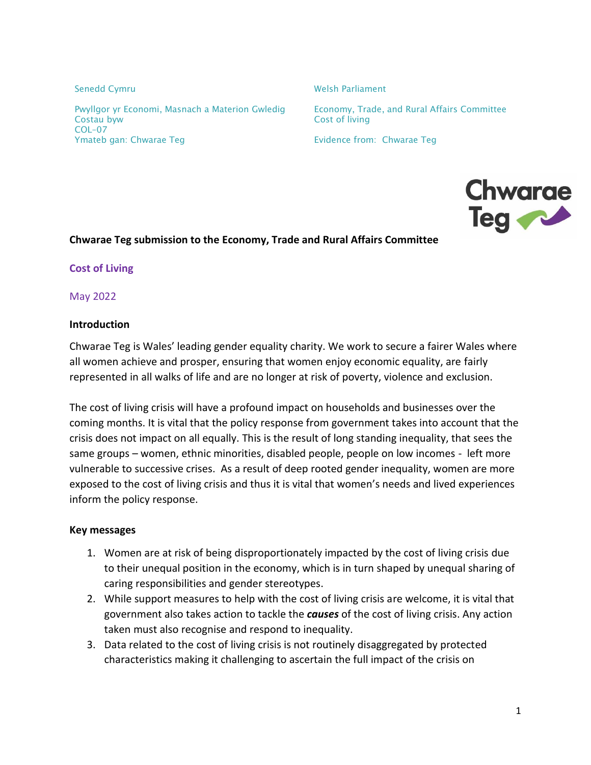Senedd Cymru | Welsh Parliament

Pwyllgor yr Economi, Masnach a Materion Gwledig
Costau byw
COL-07
Ymateb gan: Chwarae Teg

Economy, Trade, and Rural Affairs Committee
Cost of living

Evidence from: Chwarae Teg

**Chwarae Teg submission to the Economy, Trade and Rural Affairs Committee**

## Cost of Living

May 2022

### Introduction

Chwarae Teg is Wales' leading gender equality charity. We work to secure a fairer Wales where all women achieve and prosper, ensuring that women enjoy economic equality, are fairly represented in all walks of life and are no longer at risk of poverty, violence and exclusion.

The cost of living crisis will have a profound impact on households and businesses over the coming months. It is vital that the policy response from government takes into account that the crisis does not impact on all equally. This is the result of long standing inequality, that sees the same groups – women, ethnic minorities, disabled people, people on low incomes - left more vulnerable to successive crises. As a result of deep rooted gender inequality, women are more exposed to the cost of living crisis and thus it is vital that women's needs and lived experiences inform the policy response.

### Key messages

1. Women are at risk of being disproportionately impacted by the cost of living crisis due to their unequal position in the economy, which is in turn shaped by unequal sharing of caring responsibilities and gender stereotypes.
2. While support measures to help with the cost of living crisis are welcome, it is vital that government also takes action to tackle the ***causes*** of the cost of living crisis. Any action taken must also recognise and respond to inequality.
3. Data related to the cost of living crisis is not routinely disaggregated by protected characteristics making it challenging to ascertain the full impact of the crisis on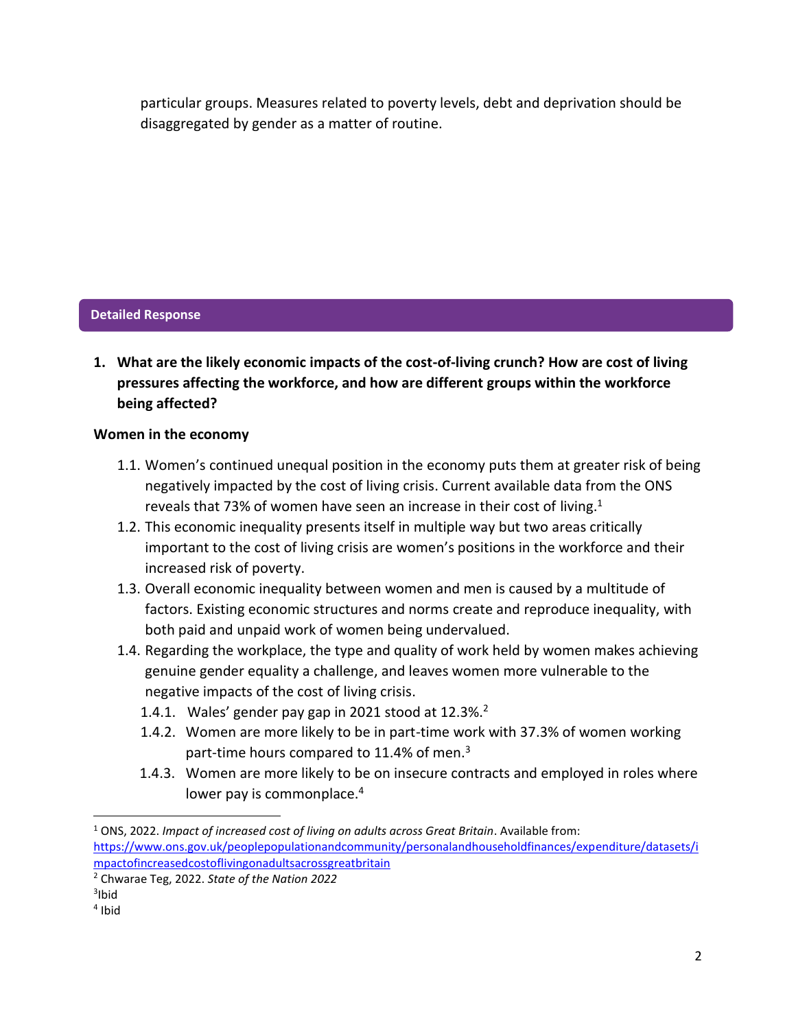particular groups. Measures related to poverty levels, debt and deprivation should be disaggregated by gender as a matter of routine.

## Detailed Response

**1. What are the likely economic impacts of the cost-of-living crunch? How are cost of living pressures affecting the workforce, and how are different groups within the workforce being affected?**

### Women in the economy

1.1. Women's continued unequal position in the economy puts them at greater risk of being negatively impacted by the cost of living crisis. Current available data from the ONS reveals that 73% of women have seen an increase in their cost of living.[1]

1.2. This economic inequality presents itself in multiple way but two areas critically important to the cost of living crisis are women's positions in the workforce and their increased risk of poverty.

1.3. Overall economic inequality between women and men is caused by a multitude of factors. Existing economic structures and norms create and reproduce inequality, with both paid and unpaid work of women being undervalued.

1.4. Regarding the workplace, the type and quality of work held by women makes achieving genuine gender equality a challenge, and leaves women more vulnerable to the negative impacts of the cost of living crisis.

- 1.4.1. Wales' gender pay gap in 2021 stood at 12.3%.[2]
- 1.4.2. Women are more likely to be in part-time work with 37.3% of women working part-time hours compared to 11.4% of men.[3]
- 1.4.3. Women are more likely to be on insecure contracts and employed in roles where lower pay is commonplace.[4]

---

[1] ONS, 2022. *Impact of increased cost of living on adults across Great Britain*. Available from: https://www.ons.gov.uk/peoplepopulationandcommunity/personalandhouseholdfinances/expenditure/datasets/impactofincreasedcostoflivingonadultsacrossgreatbritain

[2] Chwarae Teg, 2022. *State of the Nation 2022*

[3] Ibid

[4] Ibid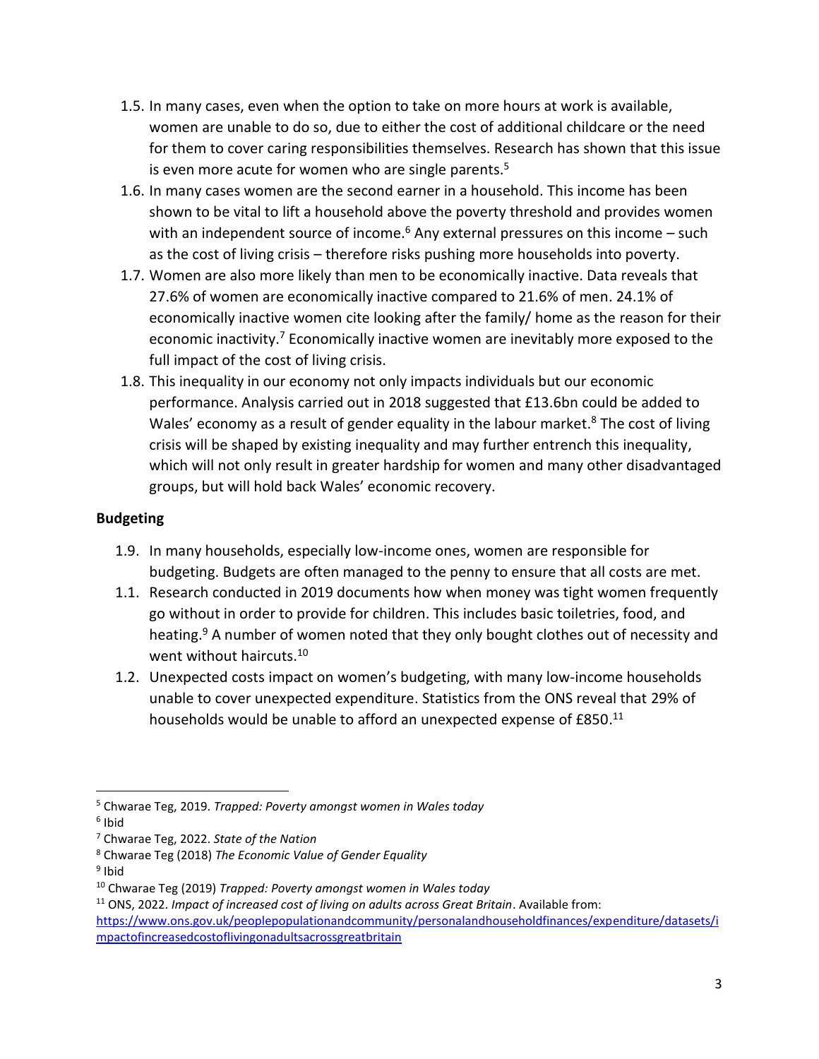1.5. In many cases, even when the option to take on more hours at work is available, women are unable to do so, due to either the cost of additional childcare or the need for them to cover caring responsibilities themselves. Research has shown that this issue is even more acute for women who are single parents.[5]

1.6. In many cases women are the second earner in a household. This income has been shown to be vital to lift a household above the poverty threshold and provides women with an independent source of income.[6] Any external pressures on this income – such as the cost of living crisis – therefore risks pushing more households into poverty.

1.7. Women are also more likely than men to be economically inactive. Data reveals that 27.6% of women are economically inactive compared to 21.6% of men. 24.1% of economically inactive women cite looking after the family/ home as the reason for their economic inactivity.[7] Economically inactive women are inevitably more exposed to the full impact of the cost of living crisis.

1.8. This inequality in our economy not only impacts individuals but our economic performance. Analysis carried out in 2018 suggested that £13.6bn could be added to Wales' economy as a result of gender equality in the labour market.[8] The cost of living crisis will be shaped by existing inequality and may further entrench this inequality, which will not only result in greater hardship for women and many other disadvantaged groups, but will hold back Wales' economic recovery.

**Budgeting**

1.9. In many households, especially low-income ones, women are responsible for budgeting. Budgets are often managed to the penny to ensure that all costs are met.

1.1. Research conducted in 2019 documents how when money was tight women frequently go without in order to provide for children. This includes basic toiletries, food, and heating.[9] A number of women noted that they only bought clothes out of necessity and went without haircuts.[10]

1.2. Unexpected costs impact on women's budgeting, with many low-income households unable to cover unexpected expenditure. Statistics from the ONS reveal that 29% of households would be unable to afford an unexpected expense of £850.[11]

---

[5] Chwarae Teg, 2019. *Trapped: Poverty amongst women in Wales today*

[6] Ibid

[7] Chwarae Teg, 2022. *State of the Nation*

[8] Chwarae Teg (2018) *The Economic Value of Gender Equality*

[9] Ibid

[10] Chwarae Teg (2019) *Trapped: Poverty amongst women in Wales today*

[11] ONS, 2022. *Impact of increased cost of living on adults across Great Britain*. Available from: https://www.ons.gov.uk/peoplepopulationandcommunity/personalandhouseholdfinances/expenditure/datasets/impactofincreasedcostoflivingonadultsacrossgreatbritain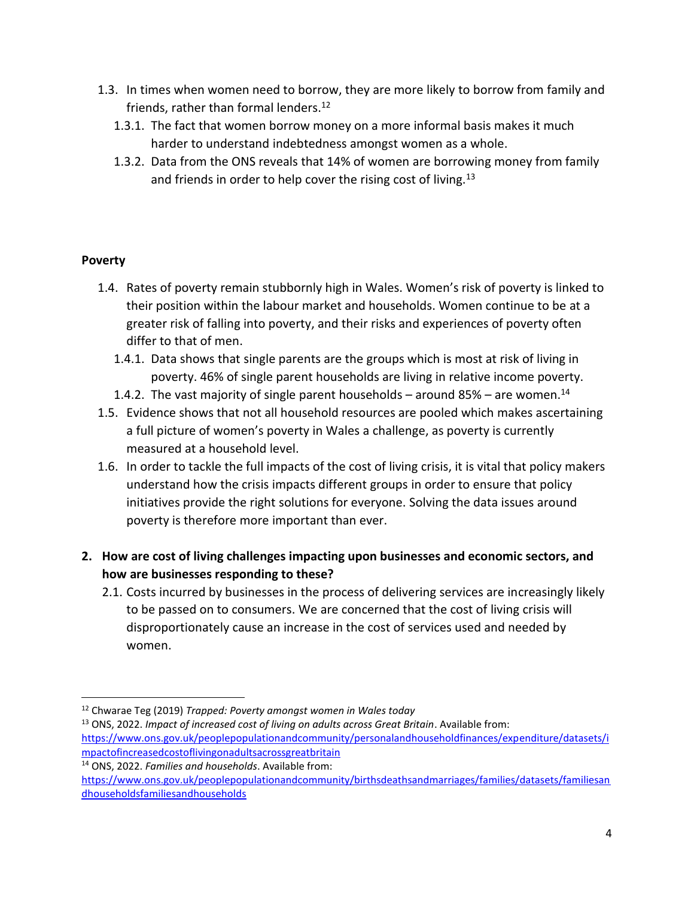1.3. In times when women need to borrow, they are more likely to borrow from family and friends, rather than formal lenders.[12]

  1.3.1. The fact that women borrow money on a more informal basis makes it much harder to understand indebtedness amongst women as a whole.

  1.3.2. Data from the ONS reveals that 14% of women are borrowing money from family and friends in order to help cover the rising cost of living.[13]

**Poverty**

1.4. Rates of poverty remain stubbornly high in Wales. Women's risk of poverty is linked to their position within the labour market and households. Women continue to be at a greater risk of falling into poverty, and their risks and experiences of poverty often differ to that of men.

  1.4.1. Data shows that single parents are the groups which is most at risk of living in poverty. 46% of single parent households are living in relative income poverty.

  1.4.2. The vast majority of single parent households – around 85% – are women.[14]

1.5. Evidence shows that not all household resources are pooled which makes ascertaining a full picture of women's poverty in Wales a challenge, as poverty is currently measured at a household level.

1.6. In order to tackle the full impacts of the cost of living crisis, it is vital that policy makers understand how the crisis impacts different groups in order to ensure that policy initiatives provide the right solutions for everyone. Solving the data issues around poverty is therefore more important than ever.

**2. How are cost of living challenges impacting upon businesses and economic sectors, and how are businesses responding to these?**

2.1. Costs incurred by businesses in the process of delivering services are increasingly likely to be passed on to consumers. We are concerned that the cost of living crisis will disproportionately cause an increase in the cost of services used and needed by women.

---

[12] Chwarae Teg (2019) *Trapped: Poverty amongst women in Wales today*

[13] ONS, 2022. *Impact of increased cost of living on adults across Great Britain*. Available from: https://www.ons.gov.uk/peoplepopulationandcommunity/personalandhouseholdfinances/expenditure/datasets/impactofincreasedcostoflivingonadultsacrossgreatbritain

[14] ONS, 2022. *Families and households*. Available from: https://www.ons.gov.uk/peoplepopulationandcommunity/birthsdeathsandmarriages/families/datasets/familiesandhouseholdsfamiliesandhouseholds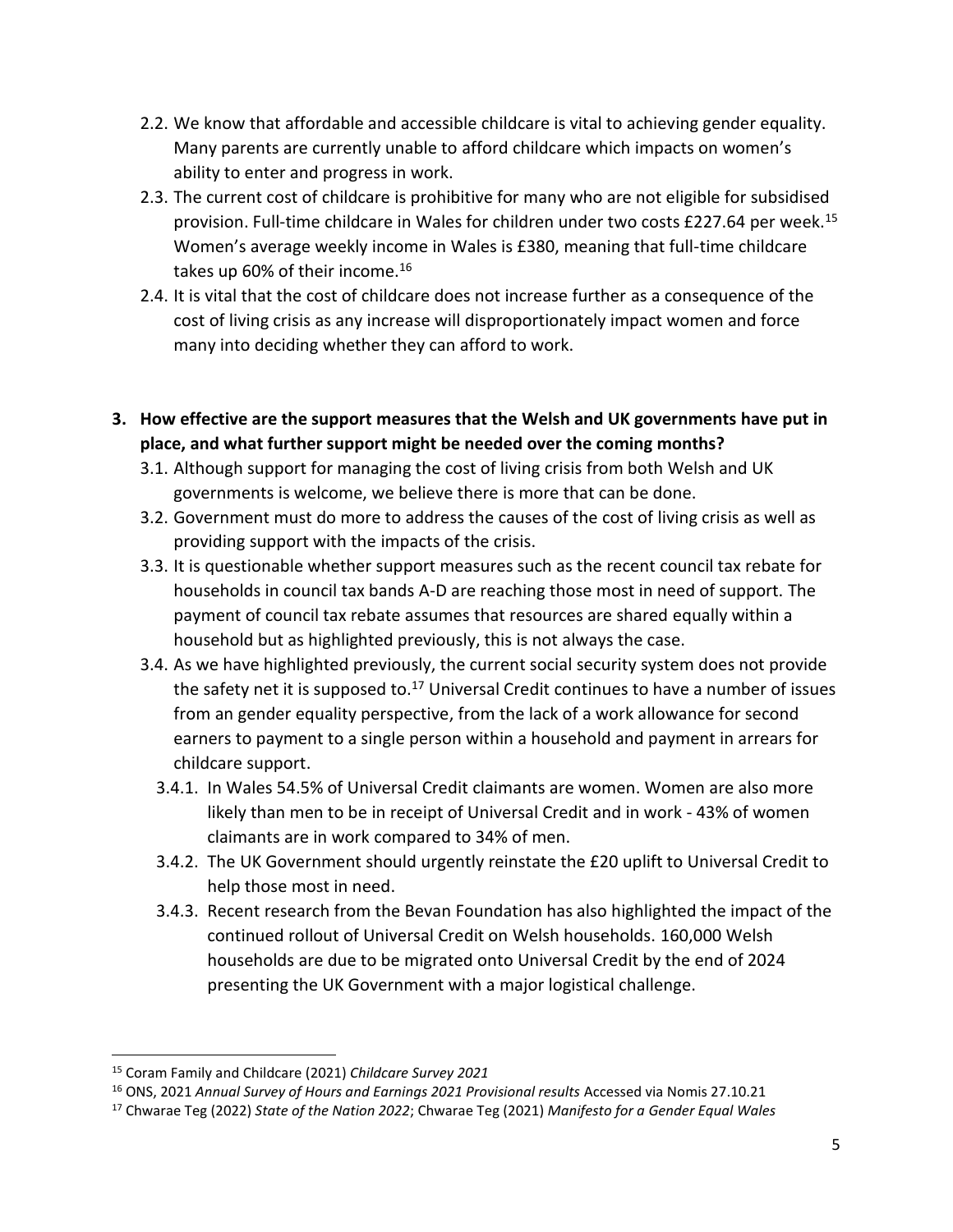2.2. We know that affordable and accessible childcare is vital to achieving gender equality. Many parents are currently unable to afford childcare which impacts on women's ability to enter and progress in work.

2.3. The current cost of childcare is prohibitive for many who are not eligible for subsidised provision. Full-time childcare in Wales for children under two costs £227.64 per week.[15] Women's average weekly income in Wales is £380, meaning that full-time childcare takes up 60% of their income.[16]

2.4. It is vital that the cost of childcare does not increase further as a consequence of the cost of living crisis as any increase will disproportionately impact women and force many into deciding whether they can afford to work.

**3. How effective are the support measures that the Welsh and UK governments have put in place, and what further support might be needed over the coming months?**

3.1. Although support for managing the cost of living crisis from both Welsh and UK governments is welcome, we believe there is more that can be done.

3.2. Government must do more to address the causes of the cost of living crisis as well as providing support with the impacts of the crisis.

3.3. It is questionable whether support measures such as the recent council tax rebate for households in council tax bands A-D are reaching those most in need of support. The payment of council tax rebate assumes that resources are shared equally within a household but as highlighted previously, this is not always the case.

3.4. As we have highlighted previously, the current social security system does not provide the safety net it is supposed to.[17] Universal Credit continues to have a number of issues from an gender equality perspective, from the lack of a work allowance for second earners to payment to a single person within a household and payment in arrears for childcare support.

3.4.1. In Wales 54.5% of Universal Credit claimants are women. Women are also more likely than men to be in receipt of Universal Credit and in work - 43% of women claimants are in work compared to 34% of men.

3.4.2. The UK Government should urgently reinstate the £20 uplift to Universal Credit to help those most in need.

3.4.3. Recent research from the Bevan Foundation has also highlighted the impact of the continued rollout of Universal Credit on Welsh households. 160,000 Welsh households are due to be migrated onto Universal Credit by the end of 2024 presenting the UK Government with a major logistical challenge.

---

[15] Coram Family and Childcare (2021) *Childcare Survey 2021*

[16] ONS, 2021 *Annual Survey of Hours and Earnings 2021 Provisional results* Accessed via Nomis 27.10.21

[17] Chwarae Teg (2022) *State of the Nation 2022*; Chwarae Teg (2021) *Manifesto for a Gender Equal Wales*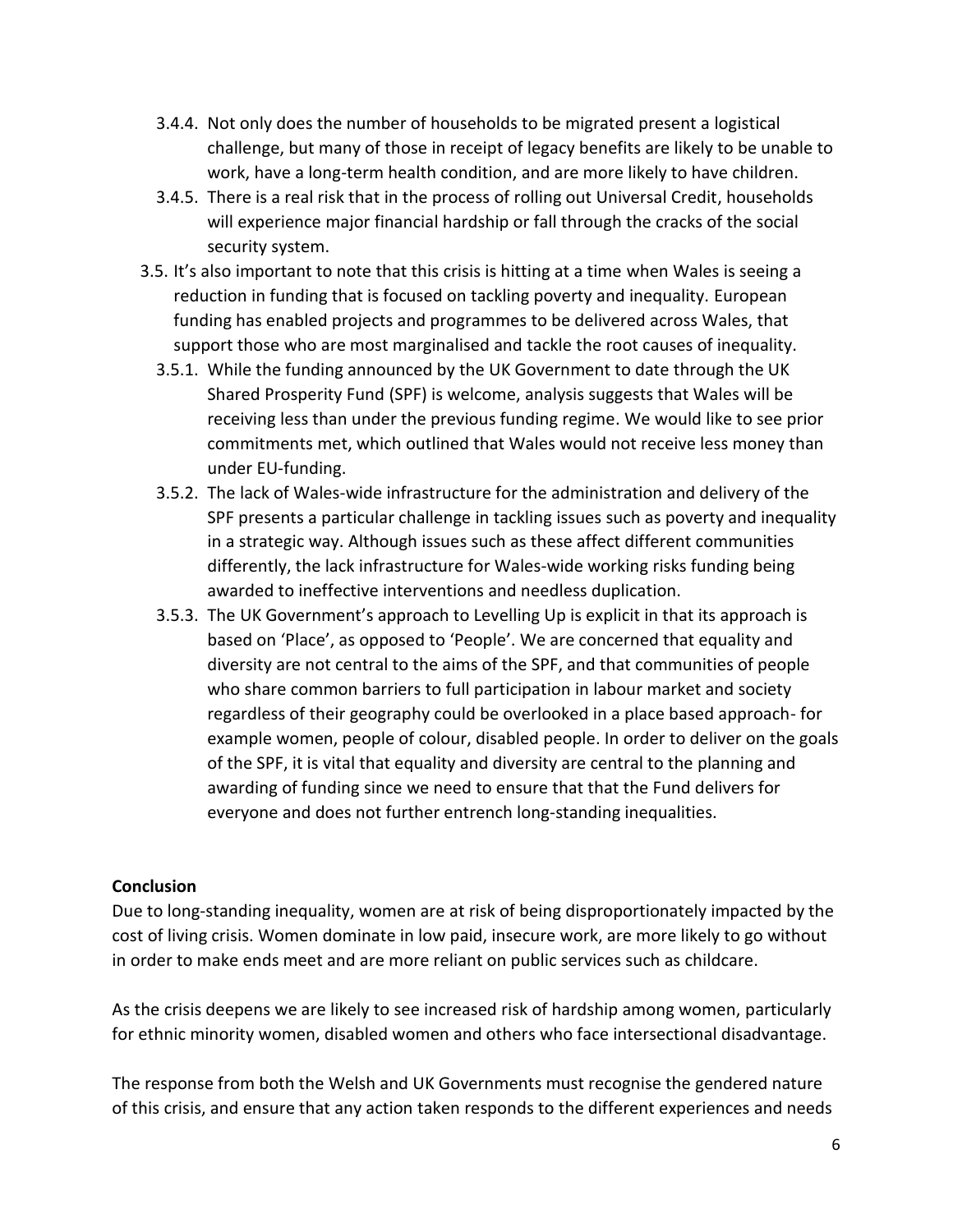3.4.4. Not only does the number of households to be migrated present a logistical challenge, but many of those in receipt of legacy benefits are likely to be unable to work, have a long-term health condition, and are more likely to have children.

3.4.5. There is a real risk that in the process of rolling out Universal Credit, households will experience major financial hardship or fall through the cracks of the social security system.

3.5. It's also important to note that this crisis is hitting at a time when Wales is seeing a reduction in funding that is focused on tackling poverty and inequality. European funding has enabled projects and programmes to be delivered across Wales, that support those who are most marginalised and tackle the root causes of inequality.

3.5.1. While the funding announced by the UK Government to date through the UK Shared Prosperity Fund (SPF) is welcome, analysis suggests that Wales will be receiving less than under the previous funding regime. We would like to see prior commitments met, which outlined that Wales would not receive less money than under EU-funding.

3.5.2. The lack of Wales-wide infrastructure for the administration and delivery of the SPF presents a particular challenge in tackling issues such as poverty and inequality in a strategic way. Although issues such as these affect different communities differently, the lack infrastructure for Wales-wide working risks funding being awarded to ineffective interventions and needless duplication.

3.5.3. The UK Government's approach to Levelling Up is explicit in that its approach is based on 'Place', as opposed to 'People'. We are concerned that equality and diversity are not central to the aims of the SPF, and that communities of people who share common barriers to full participation in labour market and society regardless of their geography could be overlooked in a place based approach- for example women, people of colour, disabled people. In order to deliver on the goals of the SPF, it is vital that equality and diversity are central to the planning and awarding of funding since we need to ensure that that the Fund delivers for everyone and does not further entrench long-standing inequalities.

**Conclusion**

Due to long-standing inequality, women are at risk of being disproportionately impacted by the cost of living crisis. Women dominate in low paid, insecure work, are more likely to go without in order to make ends meet and are more reliant on public services such as childcare.

As the crisis deepens we are likely to see increased risk of hardship among women, particularly for ethnic minority women, disabled women and others who face intersectional disadvantage.

The response from both the Welsh and UK Governments must recognise the gendered nature of this crisis, and ensure that any action taken responds to the different experiences and needs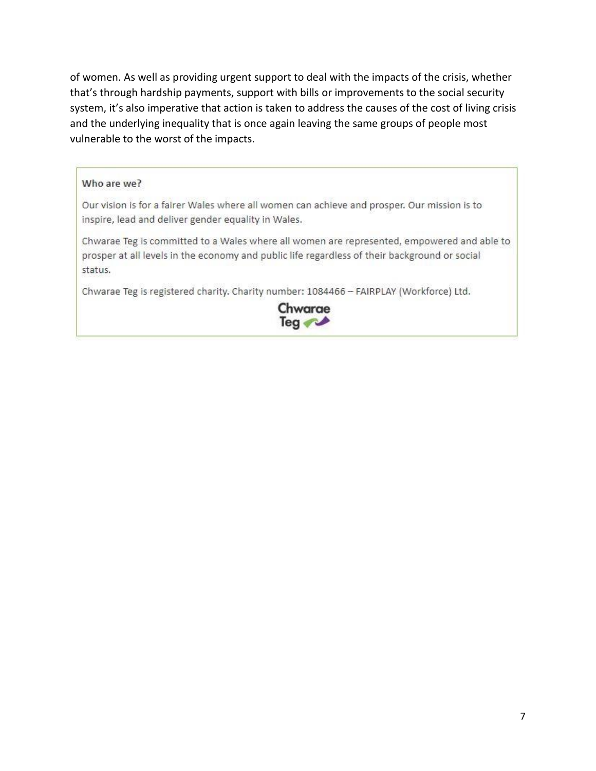of women. As well as providing urgent support to deal with the impacts of the crisis, whether that's through hardship payments, support with bills or improvements to the social security system, it's also imperative that action is taken to address the causes of the cost of living crisis and the underlying inequality that is once again leaving the same groups of people most vulnerable to the worst of the impacts.

**Who are we?**

Our vision is for a fairer Wales where all women can achieve and prosper. Our mission is to inspire, lead and deliver gender equality in Wales.

Chwarae Teg is committed to a Wales where all women are represented, empowered and able to prosper at all levels in the economy and public life regardless of their background or social status.

Chwarae Teg is registered charity. Charity number: 1084466 – FAIRPLAY (Workforce) Ltd.

Chwarae Teg